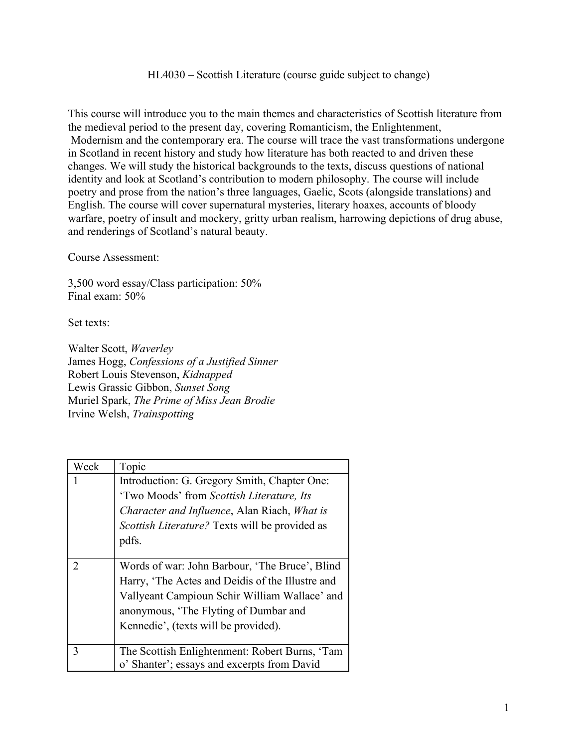# HL4030 – Scottish Literature (course guide subject to change)

This course will introduce you to the main themes and characteristics of Scottish literature from the medieval period to the present day, covering Romanticism, the Enlightenment, Modernism and the contemporary era. The course will trace the vast transformations undergone in Scotland in recent history and study how literature has both reacted to and driven these changes. We will study the historical backgrounds to the texts, discuss questions of national identity and look at Scotland's contribution to modern philosophy. The course will include poetry and prose from the nation's three languages, Gaelic, Scots (alongside translations) and English. The course will cover supernatural mysteries, literary hoaxes, accounts of bloody warfare, poetry of insult and mockery, gritty urban realism, harrowing depictions of drug abuse, and renderings of Scotland's natural beauty.

Course Assessment:

3,500 word essay/Class participation: 50%
Final exam: 50%

Set texts:

Walter Scott, *Waverley*
James Hogg, *Confessions of a Justified Sinner*
Robert Louis Stevenson, *Kidnapped*
Lewis Grassic Gibbon, *Sunset Song*
Muriel Spark, *The Prime of Miss Jean Brodie*
Irvine Welsh, *Trainspotting*

| Week | Topic |
| --- | --- |
| 1 | Introduction: G. Gregory Smith, Chapter One: 'Two Moods' from *Scottish Literature, Its Character and Influence*, Alan Riach, *What is Scottish Literature?* Texts will be provided as pdfs. |
| 2 | Words of war: John Barbour, 'The Bruce', Blind Harry, 'The Actes and Deidis of the Illustre and Vallyeant Campioun Schir William Wallace' and anonymous, 'The Flyting of Dumbar and Kennedie', (texts will be provided). |
| 3 | The Scottish Enlightenment: Robert Burns, 'Tam o' Shanter'; essays and excerpts from David |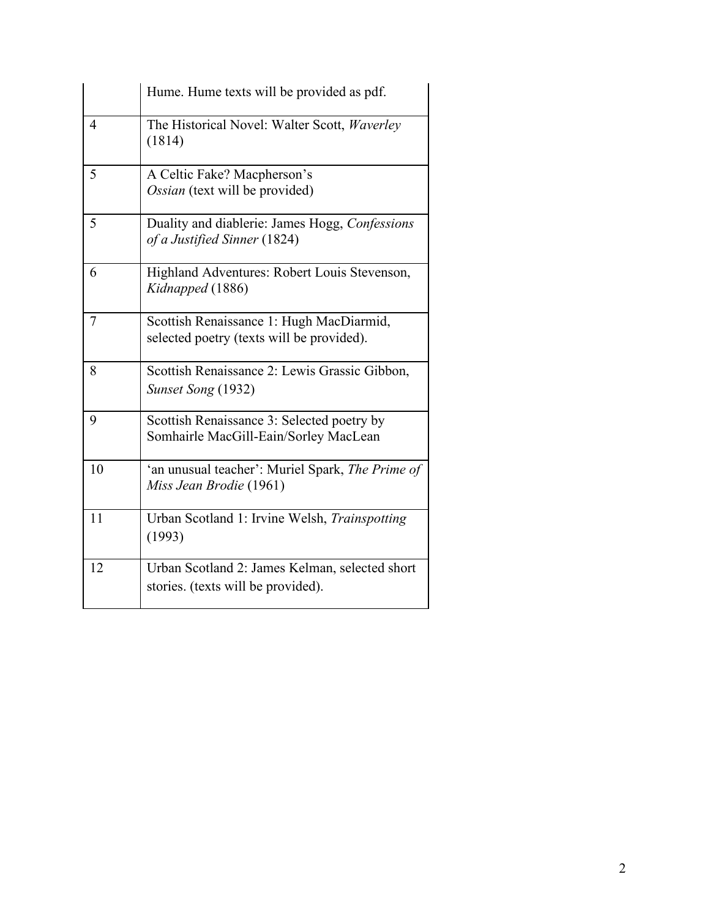| | |
|---|---|
| | Hume. Hume texts will be provided as pdf. |
| 4 | The Historical Novel: Walter Scott, *Waverley* (1814) |
| 5 | A Celtic Fake? Macpherson's *Ossian* (text will be provided) |
| 5 | Duality and diablerie: James Hogg, *Confessions of a Justified Sinner* (1824) |
| 6 | Highland Adventures: Robert Louis Stevenson, *Kidnapped* (1886) |
| 7 | Scottish Renaissance 1: Hugh MacDiarmid, selected poetry (texts will be provided). |
| 8 | Scottish Renaissance 2: Lewis Grassic Gibbon, *Sunset Song* (1932) |
| 9 | Scottish Renaissance 3: Selected poetry by Somhairle MacGill-Eain/Sorley MacLean |
| 10 | 'an unusual teacher': Muriel Spark, *The Prime of Miss Jean Brodie* (1961) |
| 11 | Urban Scotland 1: Irvine Welsh, *Trainspotting* (1993) |
| 12 | Urban Scotland 2: James Kelman, selected short stories. (texts will be provided). |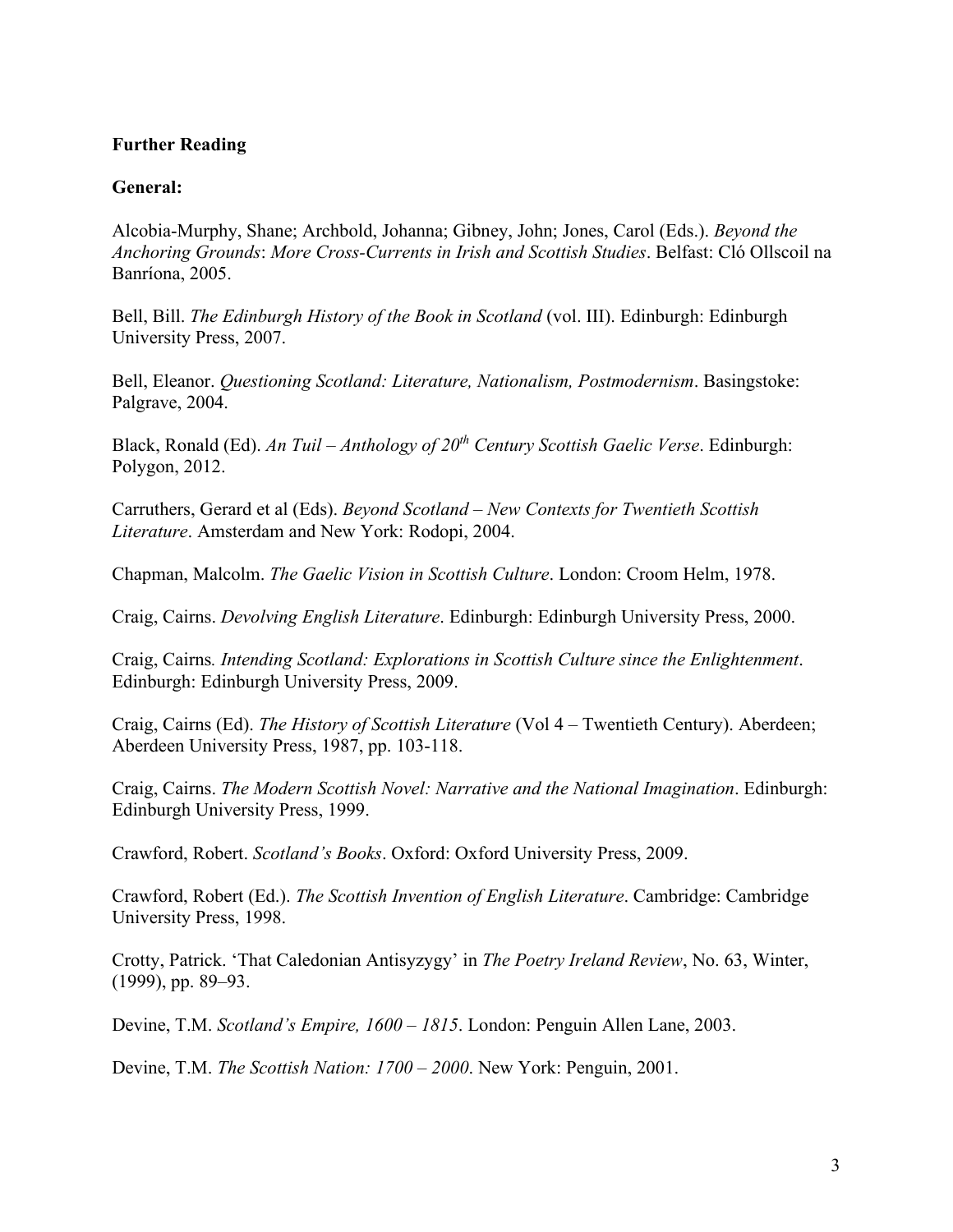**Further Reading**

**General:**

Alcobia-Murphy, Shane; Archbold, Johanna; Gibney, John; Jones, Carol (Eds.). *Beyond the Anchoring Grounds*: *More Cross-Currents in Irish and Scottish Studies*. Belfast: Cló Ollscoil na Banríona, 2005.

Bell, Bill. *The Edinburgh History of the Book in Scotland* (vol. III). Edinburgh: Edinburgh University Press, 2007.

Bell, Eleanor. *Questioning Scotland: Literature, Nationalism, Postmodernism*. Basingstoke: Palgrave, 2004.

Black, Ronald (Ed). *An Tuil – Anthology of 20th Century Scottish Gaelic Verse*. Edinburgh: Polygon, 2012.

Carruthers, Gerard et al (Eds). *Beyond Scotland – New Contexts for Twentieth Scottish Literature*. Amsterdam and New York: Rodopi, 2004.

Chapman, Malcolm. *The Gaelic Vision in Scottish Culture*. London: Croom Helm, 1978.

Craig, Cairns. *Devolving English Literature*. Edinburgh: Edinburgh University Press, 2000.

Craig, Cairns*. Intending Scotland: Explorations in Scottish Culture since the Enlightenment*. Edinburgh: Edinburgh University Press, 2009.

Craig, Cairns (Ed). *The History of Scottish Literature* (Vol 4 – Twentieth Century). Aberdeen; Aberdeen University Press, 1987, pp. 103-118.

Craig, Cairns. *The Modern Scottish Novel: Narrative and the National Imagination*. Edinburgh: Edinburgh University Press, 1999.

Crawford, Robert. *Scotland's Books*. Oxford: Oxford University Press, 2009.

Crawford, Robert (Ed.). *The Scottish Invention of English Literature*. Cambridge: Cambridge University Press, 1998.

Crotty, Patrick. 'That Caledonian Antisyzygy' in *The Poetry Ireland Review*, No. 63, Winter, (1999), pp. 89–93.

Devine, T.M. *Scotland's Empire, 1600 – 1815*. London: Penguin Allen Lane, 2003.

Devine, T.M. *The Scottish Nation: 1700 – 2000*. New York: Penguin, 2001.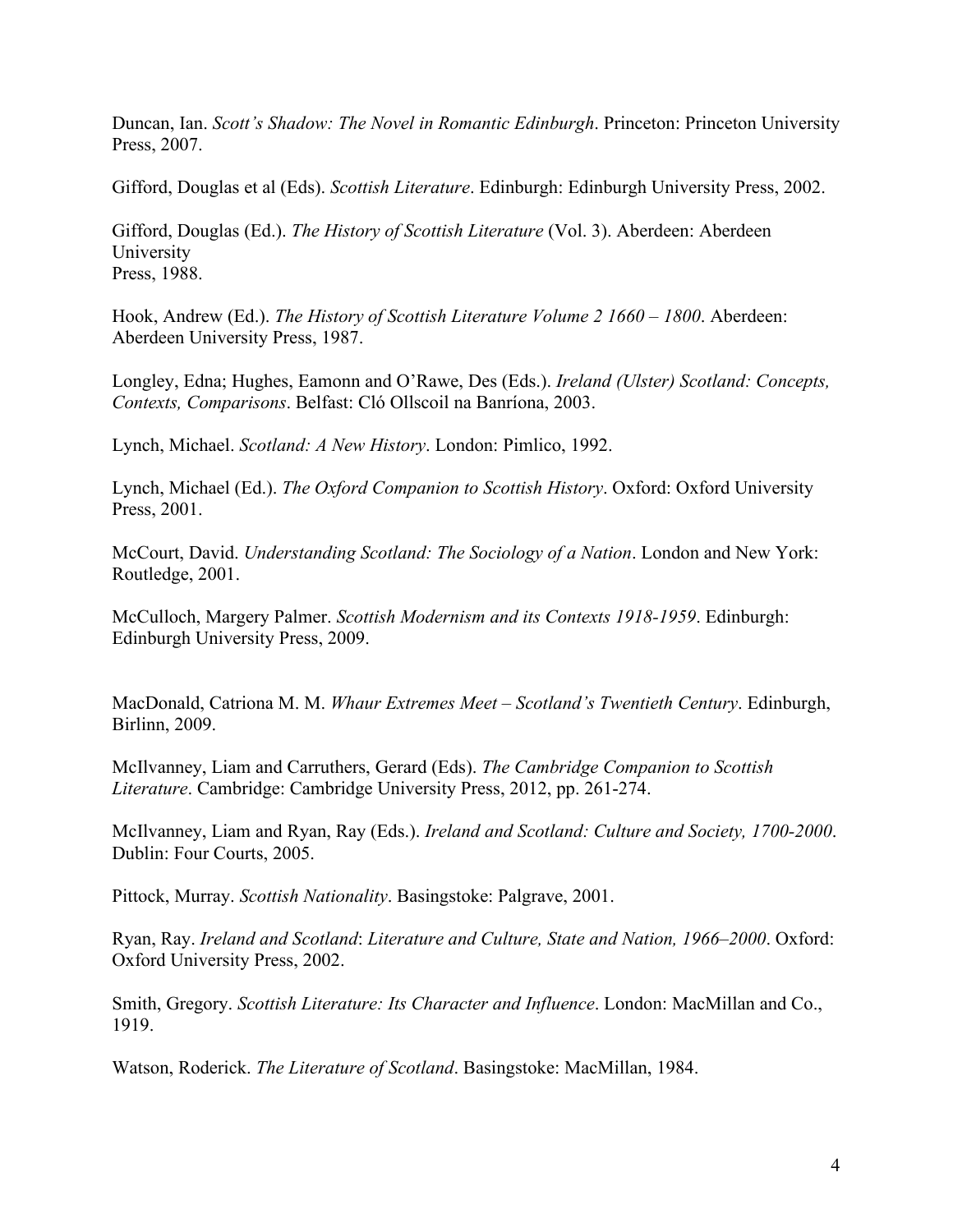Duncan, Ian. *Scott's Shadow: The Novel in Romantic Edinburgh*. Princeton: Princeton University Press, 2007.

Gifford, Douglas et al (Eds). *Scottish Literature*. Edinburgh: Edinburgh University Press, 2002.

Gifford, Douglas (Ed.). *The History of Scottish Literature* (Vol. 3). Aberdeen: Aberdeen University Press, 1988.

Hook, Andrew (Ed.). *The History of Scottish Literature Volume 2 1660 – 1800*. Aberdeen: Aberdeen University Press, 1987.

Longley, Edna; Hughes, Eamonn and O'Rawe, Des (Eds.). *Ireland (Ulster) Scotland: Concepts, Contexts, Comparisons*. Belfast: Cló Ollscoil na Banríona, 2003.

Lynch, Michael. *Scotland: A New History*. London: Pimlico, 1992.

Lynch, Michael (Ed.). *The Oxford Companion to Scottish History*. Oxford: Oxford University Press, 2001.

McCourt, David. *Understanding Scotland: The Sociology of a Nation*. London and New York: Routledge, 2001.

McCulloch, Margery Palmer. *Scottish Modernism and its Contexts 1918-1959*. Edinburgh: Edinburgh University Press, 2009.

MacDonald, Catriona M. M. *Whaur Extremes Meet – Scotland's Twentieth Century*. Edinburgh, Birlinn, 2009.

McIlvanney, Liam and Carruthers, Gerard (Eds). *The Cambridge Companion to Scottish Literature*. Cambridge: Cambridge University Press, 2012, pp. 261-274.

McIlvanney, Liam and Ryan, Ray (Eds.). *Ireland and Scotland: Culture and Society, 1700-2000*. Dublin: Four Courts, 2005.

Pittock, Murray. *Scottish Nationality*. Basingstoke: Palgrave, 2001.

Ryan, Ray. *Ireland and Scotland*: *Literature and Culture, State and Nation, 1966–2000*. Oxford: Oxford University Press, 2002.

Smith, Gregory. *Scottish Literature: Its Character and Influence*. London: MacMillan and Co., 1919.

Watson, Roderick. *The Literature of Scotland*. Basingstoke: MacMillan, 1984.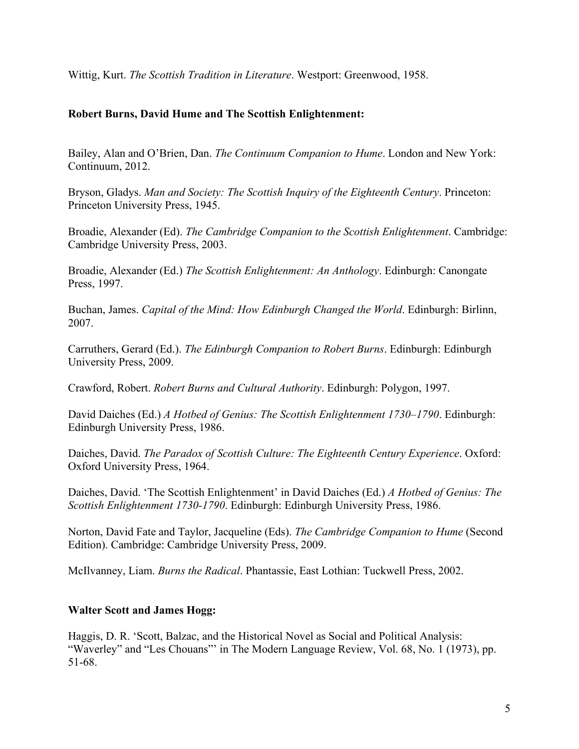Wittig, Kurt. *The Scottish Tradition in Literature*. Westport: Greenwood, 1958.

**Robert Burns, David Hume and The Scottish Enlightenment:**

Bailey, Alan and O'Brien, Dan. *The Continuum Companion to Hume*. London and New York: Continuum, 2012.

Bryson, Gladys. *Man and Society: The Scottish Inquiry of the Eighteenth Century*. Princeton: Princeton University Press, 1945.

Broadie, Alexander (Ed). *The Cambridge Companion to the Scottish Enlightenment*. Cambridge: Cambridge University Press, 2003.

Broadie, Alexander (Ed.) *The Scottish Enlightenment: An Anthology*. Edinburgh: Canongate Press, 1997.

Buchan, James. *Capital of the Mind: How Edinburgh Changed the World*. Edinburgh: Birlinn, 2007.

Carruthers, Gerard (Ed.). *The Edinburgh Companion to Robert Burns*. Edinburgh: Edinburgh University Press, 2009.

Crawford, Robert. *Robert Burns and Cultural Authority*. Edinburgh: Polygon, 1997.

David Daiches (Ed.) *A Hotbed of Genius: The Scottish Enlightenment 1730–1790*. Edinburgh: Edinburgh University Press, 1986.

Daiches, David. *The Paradox of Scottish Culture: The Eighteenth Century Experience*. Oxford: Oxford University Press, 1964.

Daiches, David. 'The Scottish Enlightenment' in David Daiches (Ed.) *A Hotbed of Genius: The Scottish Enlightenment 1730-1790*. Edinburgh: Edinburgh University Press, 1986.

Norton, David Fate and Taylor, Jacqueline (Eds). *The Cambridge Companion to Hume* (Second Edition). Cambridge: Cambridge University Press, 2009.

McIlvanney, Liam. *Burns the Radical*. Phantassie, East Lothian: Tuckwell Press, 2002.

**Walter Scott and James Hogg:**

Haggis, D. R. 'Scott, Balzac, and the Historical Novel as Social and Political Analysis: "Waverley" and "Les Chouans"' in The Modern Language Review, Vol. 68, No. 1 (1973), pp. 51-68.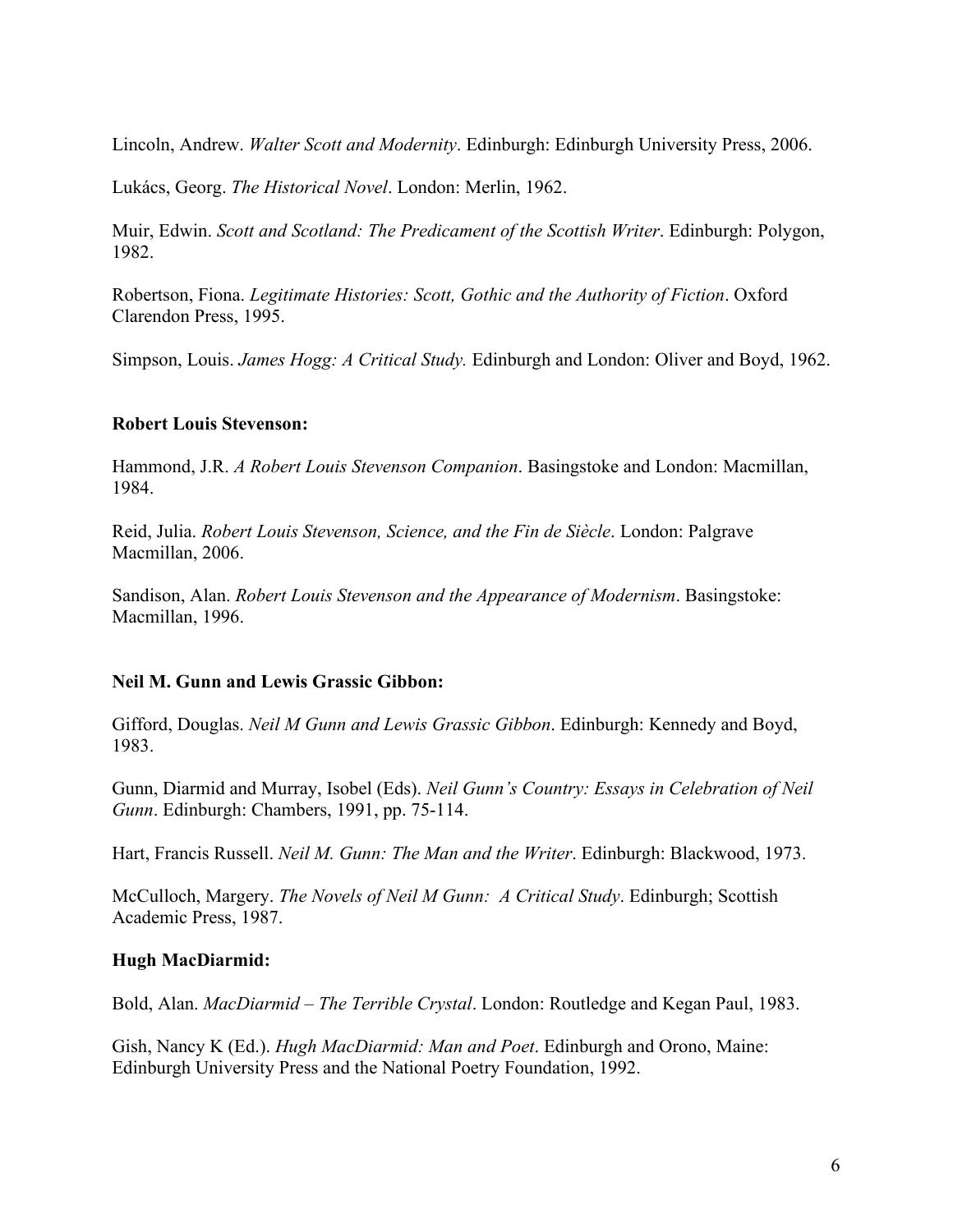Lincoln, Andrew. *Walter Scott and Modernity*. Edinburgh: Edinburgh University Press, 2006.

Lukács, Georg. *The Historical Novel*. London: Merlin, 1962.

Muir, Edwin. *Scott and Scotland: The Predicament of the Scottish Writer*. Edinburgh: Polygon, 1982.

Robertson, Fiona. *Legitimate Histories: Scott, Gothic and the Authority of Fiction*. Oxford Clarendon Press, 1995.

Simpson, Louis. *James Hogg: A Critical Study.* Edinburgh and London: Oliver and Boyd, 1962.

**Robert Louis Stevenson:**

Hammond, J.R. *A Robert Louis Stevenson Companion*. Basingstoke and London: Macmillan, 1984.

Reid, Julia. *Robert Louis Stevenson, Science, and the Fin de Siècle*. London: Palgrave Macmillan, 2006.

Sandison, Alan. *Robert Louis Stevenson and the Appearance of Modernism*. Basingstoke: Macmillan, 1996.

**Neil M. Gunn and Lewis Grassic Gibbon:**

Gifford, Douglas. *Neil M Gunn and Lewis Grassic Gibbon*. Edinburgh: Kennedy and Boyd, 1983.

Gunn, Diarmid and Murray, Isobel (Eds). *Neil Gunn's Country: Essays in Celebration of Neil Gunn*. Edinburgh: Chambers, 1991, pp. 75-114.

Hart, Francis Russell. *Neil M. Gunn: The Man and the Writer*. Edinburgh: Blackwood, 1973.

McCulloch, Margery. *The Novels of Neil M Gunn: A Critical Study*. Edinburgh; Scottish Academic Press, 1987.

**Hugh MacDiarmid:**

Bold, Alan. *MacDiarmid – The Terrible Crystal*. London: Routledge and Kegan Paul, 1983.

Gish, Nancy K (Ed.). *Hugh MacDiarmid: Man and Poet*. Edinburgh and Orono, Maine: Edinburgh University Press and the National Poetry Foundation, 1992.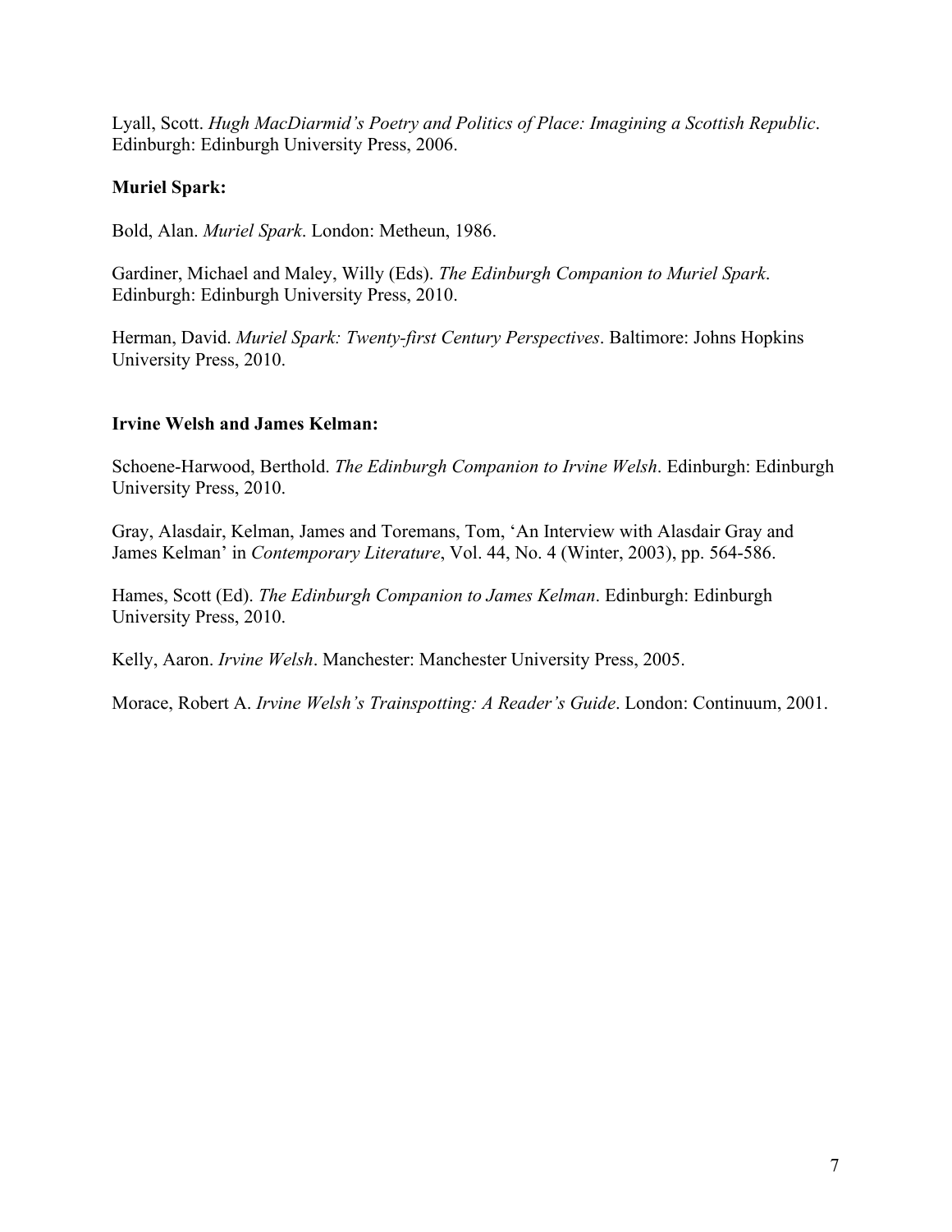Lyall, Scott. *Hugh MacDiarmid's Poetry and Politics of Place: Imagining a Scottish Republic*. Edinburgh: Edinburgh University Press, 2006.

**Muriel Spark:**

Bold, Alan. *Muriel Spark*. London: Metheun, 1986.

Gardiner, Michael and Maley, Willy (Eds). *The Edinburgh Companion to Muriel Spark*. Edinburgh: Edinburgh University Press, 2010.

Herman, David. *Muriel Spark: Twenty-first Century Perspectives*. Baltimore: Johns Hopkins University Press, 2010.

**Irvine Welsh and James Kelman:**

Schoene-Harwood, Berthold. *The Edinburgh Companion to Irvine Welsh*. Edinburgh: Edinburgh University Press, 2010.

Gray, Alasdair, Kelman, James and Toremans, Tom, 'An Interview with Alasdair Gray and James Kelman' in *Contemporary Literature*, Vol. 44, No. 4 (Winter, 2003), pp. 564-586.

Hames, Scott (Ed). *The Edinburgh Companion to James Kelman*. Edinburgh: Edinburgh University Press, 2010.

Kelly, Aaron. *Irvine Welsh*. Manchester: Manchester University Press, 2005.

Morace, Robert A. *Irvine Welsh's Trainspotting: A Reader's Guide*. London: Continuum, 2001.